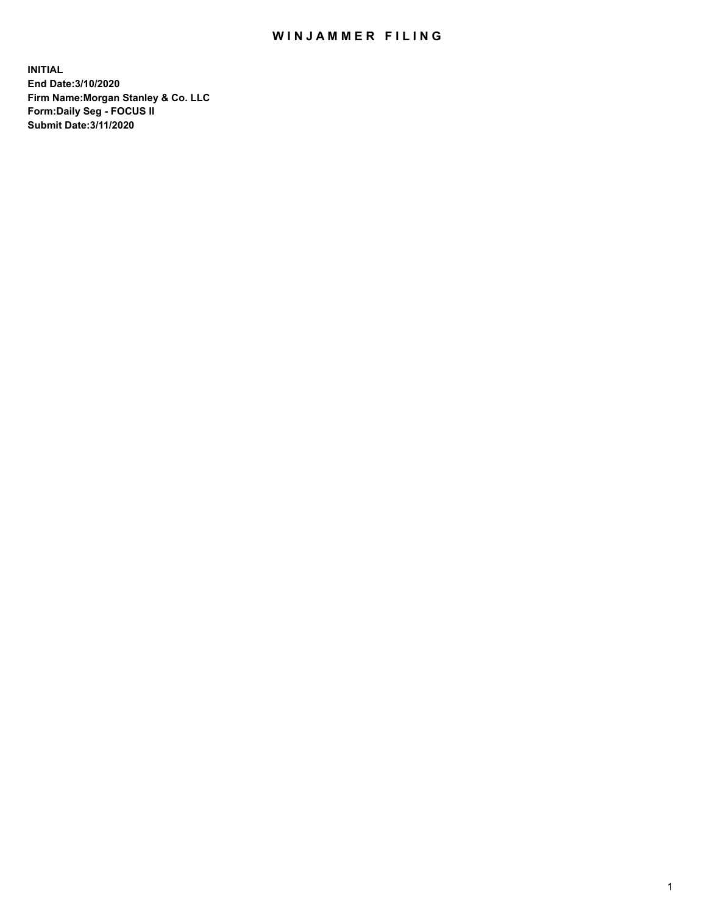# WINJAMMER FILING

**INITIAL**
**End Date:3/10/2020**
**Firm Name:Morgan Stanley & Co. LLC**
**Form:Daily Seg - FOCUS II**
**Submit Date:3/11/2020**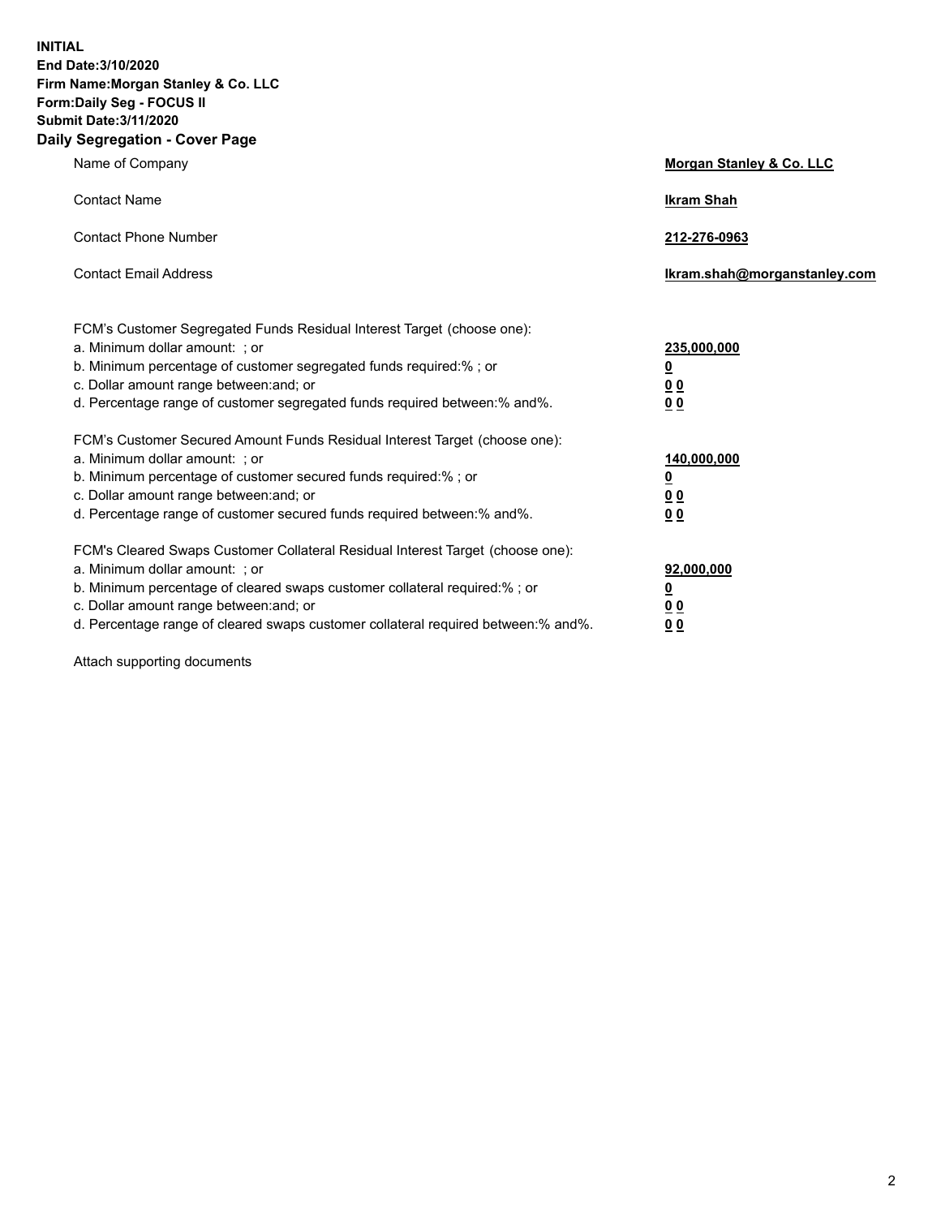**INITIAL**
**End Date:3/10/2020**
**Firm Name:Morgan Stanley & Co. LLC**
**Form:Daily Seg - FOCUS II**
**Submit Date:3/11/2020**
**Daily Segregation - Cover Page**

| | |
|---|---|
| Name of Company | **Morgan Stanley & Co. LLC** |
| Contact Name | **Ikram Shah** |
| Contact Phone Number | **212-276-0963** |
| Contact Email Address | **Ikram.shah@morganstanley.com** |

| | |
|---|---|
| FCM's Customer Segregated Funds Residual Interest Target (choose one): | |
| a. Minimum dollar amount: ; or | **235,000,000** |
| b. Minimum percentage of customer segregated funds required:% ; or | **0** |
| c. Dollar amount range between:and; or | **0 0** |
| d. Percentage range of customer segregated funds required between:% and%. | **0 0** |
| FCM's Customer Secured Amount Funds Residual Interest Target (choose one): | |
| a. Minimum dollar amount: ; or | **140,000,000** |
| b. Minimum percentage of customer secured funds required:% ; or | **0** |
| c. Dollar amount range between:and; or | **0 0** |
| d. Percentage range of customer secured funds required between:% and%. | **0 0** |
| FCM's Cleared Swaps Customer Collateral Residual Interest Target (choose one): | |
| a. Minimum dollar amount: ; or | **92,000,000** |
| b. Minimum percentage of cleared swaps customer collateral required:% ; or | **0** |
| c. Dollar amount range between:and; or | **0 0** |
| d. Percentage range of cleared swaps customer collateral required between:% and%. | **0 0** |

Attach supporting documents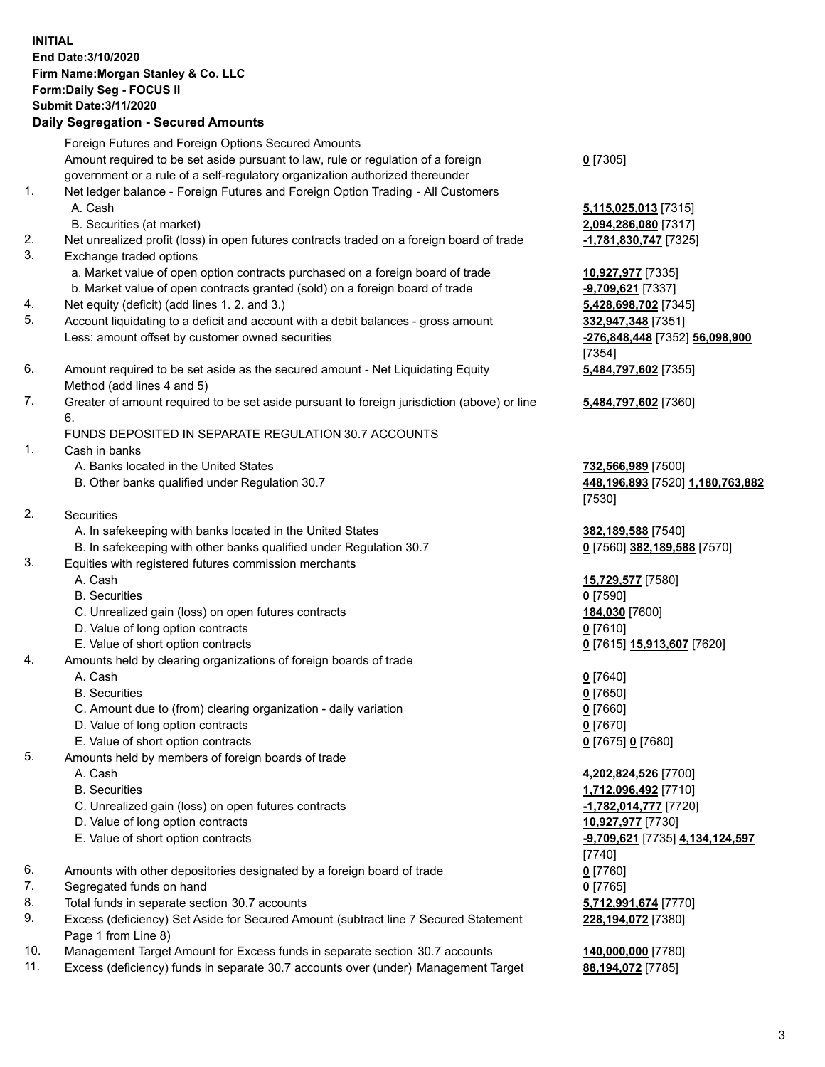**INITIAL**
**End Date:3/10/2020**
**Firm Name:Morgan Stanley & Co. LLC**
**Form:Daily Seg - FOCUS II**
**Submit Date:3/11/2020**

## Daily Segregation - Secured Amounts

| | | |
|---|---|---|
| | Foreign Futures and Foreign Options Secured Amounts | |
| | Amount required to be set aside pursuant to law, rule or regulation of a foreign government or a rule of a self-regulatory organization authorized thereunder | **0** [7305] |
| 1. | Net ledger balance - Foreign Futures and Foreign Option Trading - All Customers | |
| | A. Cash | **5,115,025,013** [7315] |
| | B. Securities (at market) | **2,094,286,080** [7317] |
| 2. | Net unrealized profit (loss) in open futures contracts traded on a foreign board of trade | **-1,781,830,747** [7325] |
| 3. | Exchange traded options | |
| | a. Market value of open option contracts purchased on a foreign board of trade | **10,927,977** [7335] |
| | b. Market value of open contracts granted (sold) on a foreign board of trade | **-9,709,621** [7337] |
| 4. | Net equity (deficit) (add lines 1. 2. and 3.) | **5,428,698,702** [7345] |
| 5. | Account liquidating to a deficit and account with a debit balances - gross amount | **332,947,348** [7351] |
| | Less: amount offset by customer owned securities | **-276,848,448** [7352] **56,098,900** [7354] |
| 6. | Amount required to be set aside as the secured amount - Net Liquidating Equity Method (add lines 4 and 5) | **5,484,797,602** [7355] |
| 7. | Greater of amount required to be set aside pursuant to foreign jurisdiction (above) or line 6. | **5,484,797,602** [7360] |
| | FUNDS DEPOSITED IN SEPARATE REGULATION 30.7 ACCOUNTS | |
| 1. | Cash in banks | |
| | A. Banks located in the United States | **732,566,989** [7500] |
| | B. Other banks qualified under Regulation 30.7 | **448,196,893** [7520] **1,180,763,882** [7530] |
| 2. | Securities | |
| | A. In safekeeping with banks located in the United States | **382,189,588** [7540] |
| | B. In safekeeping with other banks qualified under Regulation 30.7 | **0** [7560] **382,189,588** [7570] |
| 3. | Equities with registered futures commission merchants | |
| | A. Cash | **15,729,577** [7580] |
| | B. Securities | **0** [7590] |
| | C. Unrealized gain (loss) on open futures contracts | **184,030** [7600] |
| | D. Value of long option contracts | **0** [7610] |
| | E. Value of short option contracts | **0** [7615] **15,913,607** [7620] |
| 4. | Amounts held by clearing organizations of foreign boards of trade | |
| | A. Cash | **0** [7640] |
| | B. Securities | **0** [7650] |
| | C. Amount due to (from) clearing organization - daily variation | **0** [7660] |
| | D. Value of long option contracts | **0** [7670] |
| | E. Value of short option contracts | **0** [7675] **0** [7680] |
| 5. | Amounts held by members of foreign boards of trade | |
| | A. Cash | **4,202,824,526** [7700] |
| | B. Securities | **1,712,096,492** [7710] |
| | C. Unrealized gain (loss) on open futures contracts | **-1,782,014,777** [7720] |
| | D. Value of long option contracts | **10,927,977** [7730] |
| | E. Value of short option contracts | **-9,709,621** [7735] **4,134,124,597** [7740] |
| 6. | Amounts with other depositories designated by a foreign board of trade | **0** [7760] |
| 7. | Segregated funds on hand | **0** [7765] |
| 8. | Total funds in separate section 30.7 accounts | **5,712,991,674** [7770] |
| 9. | Excess (deficiency) Set Aside for Secured Amount (subtract line 7 Secured Statement Page 1 from Line 8) | **228,194,072** [7380] |
| 10. | Management Target Amount for Excess funds in separate section 30.7 accounts | **140,000,000** [7780] |
| 11. | Excess (deficiency) funds in separate 30.7 accounts over (under) Management Target | **88,194,072** [7785] |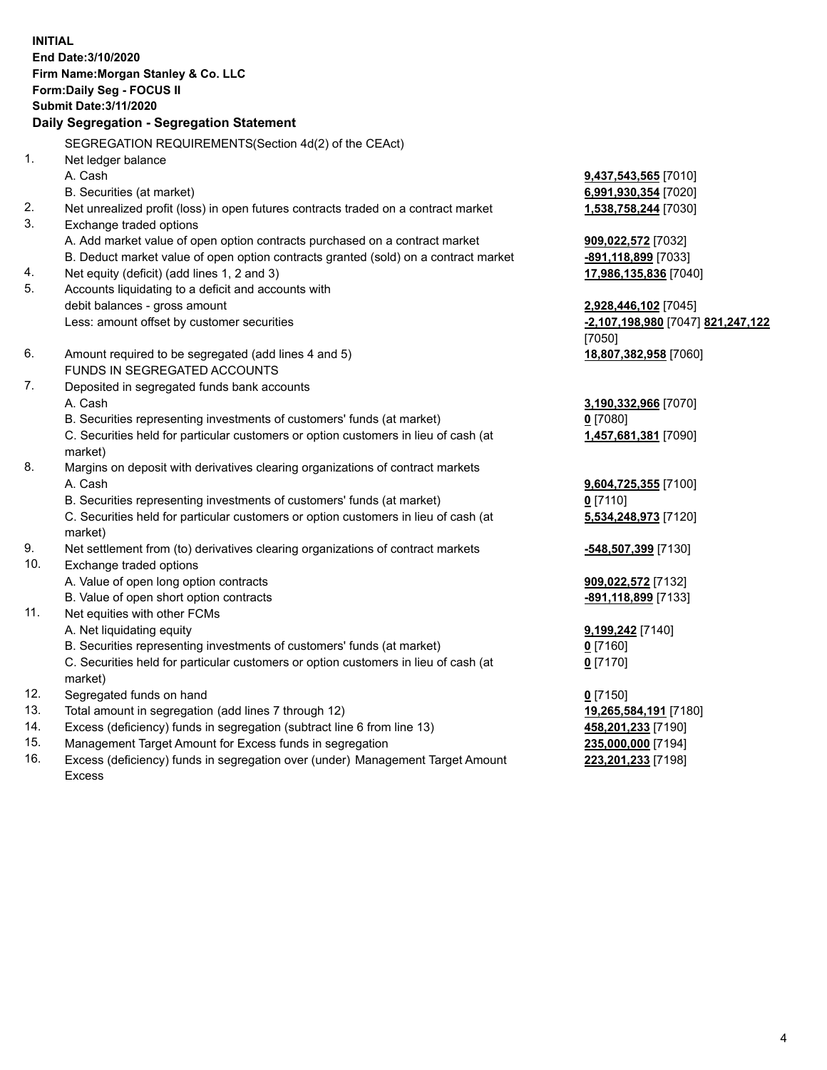**INITIAL**
**End Date:3/10/2020**
**Firm Name:Morgan Stanley & Co. LLC**
**Form:Daily Seg - FOCUS II**
**Submit Date:3/11/2020**

### Daily Segregation - Segregation Statement

SEGREGATION REQUIREMENTS(Section 4d(2) of the CEAct)

| | | |
|---|---|---|
| 1. | Net ledger balance | |
| | A. Cash | **9,437,543,565** [7010] |
| | B. Securities (at market) | **6,991,930,354** [7020] |
| 2. | Net unrealized profit (loss) in open futures contracts traded on a contract market | **1,538,758,244** [7030] |
| 3. | Exchange traded options | |
| | A. Add market value of open option contracts purchased on a contract market | **909,022,572** [7032] |
| | B. Deduct market value of open option contracts granted (sold) on a contract market | **-891,118,899** [7033] |
| 4. | Net equity (deficit) (add lines 1, 2 and 3) | **17,986,135,836** [7040] |
| 5. | Accounts liquidating to a deficit and accounts with debit balances - gross amount | **2,928,446,102** [7045] |
| | Less: amount offset by customer securities | **-2,107,198,980** [7047] **821,247,122** [7050] |
| 6. | Amount required to be segregated (add lines 4 and 5) | **18,807,382,958** [7060] |
| | FUNDS IN SEGREGATED ACCOUNTS | |
| 7. | Deposited in segregated funds bank accounts | |
| | A. Cash | **3,190,332,966** [7070] |
| | B. Securities representing investments of customers' funds (at market) | **0** [7080] |
| | C. Securities held for particular customers or option customers in lieu of cash (at market) | **1,457,681,381** [7090] |
| 8. | Margins on deposit with derivatives clearing organizations of contract markets | |
| | A. Cash | **9,604,725,355** [7100] |
| | B. Securities representing investments of customers' funds (at market) | **0** [7110] |
| | C. Securities held for particular customers or option customers in lieu of cash (at market) | **5,534,248,973** [7120] |
| 9. | Net settlement from (to) derivatives clearing organizations of contract markets | **-548,507,399** [7130] |
| 10. | Exchange traded options | |
| | A. Value of open long option contracts | **909,022,572** [7132] |
| | B. Value of open short option contracts | **-891,118,899** [7133] |
| 11. | Net equities with other FCMs | |
| | A. Net liquidating equity | **9,199,242** [7140] |
| | B. Securities representing investments of customers' funds (at market) | **0** [7160] |
| | C. Securities held for particular customers or option customers in lieu of cash (at market) | **0** [7170] |
| 12. | Segregated funds on hand | **0** [7150] |
| 13. | Total amount in segregation (add lines 7 through 12) | **19,265,584,191** [7180] |
| 14. | Excess (deficiency) funds in segregation (subtract line 6 from line 13) | **458,201,233** [7190] |
| 15. | Management Target Amount for Excess funds in segregation | **235,000,000** [7194] |
| 16. | Excess (deficiency) funds in segregation over (under) Management Target Amount Excess | **223,201,233** [7198] |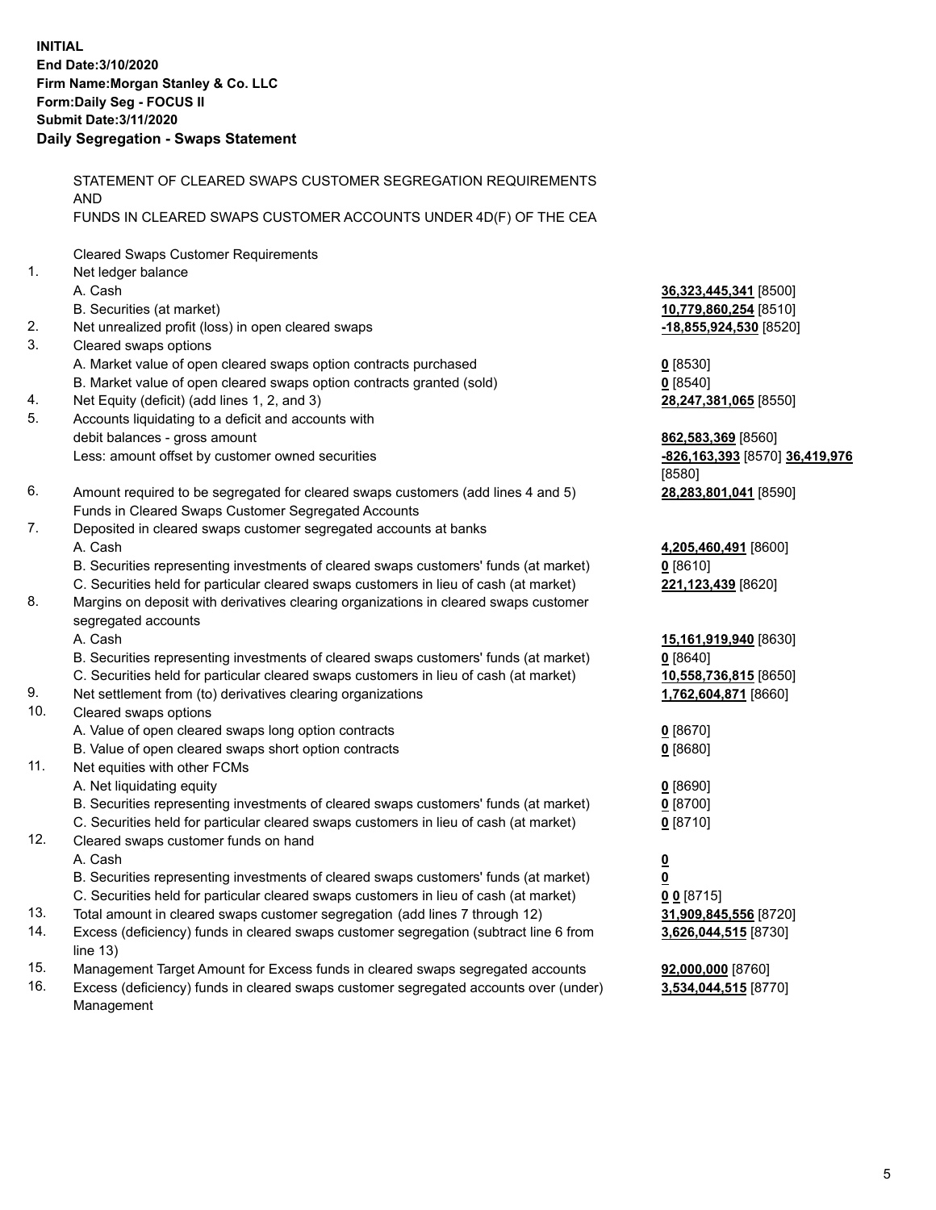**INITIAL**
**End Date:3/10/2020**
**Firm Name:Morgan Stanley & Co. LLC**
**Form:Daily Seg - FOCUS II**
**Submit Date:3/11/2020**
**Daily Segregation - Swaps Statement**

STATEMENT OF CLEARED SWAPS CUSTOMER SEGREGATION REQUIREMENTS AND FUNDS IN CLEARED SWAPS CUSTOMER ACCOUNTS UNDER 4D(F) OF THE CEA

| | | |
|---|---|---|
| | Cleared Swaps Customer Requirements | |
| 1. | Net ledger balance | |
| | A. Cash | **36,323,445,341** [8500] |
| | B. Securities (at market) | **10,779,860,254** [8510] |
| 2. | Net unrealized profit (loss) in open cleared swaps | **-18,855,924,530** [8520] |
| 3. | Cleared swaps options | |
| | A. Market value of open cleared swaps option contracts purchased | **0** [8530] |
| | B. Market value of open cleared swaps option contracts granted (sold) | **0** [8540] |
| 4. | Net Equity (deficit) (add lines 1, 2, and 3) | **28,247,381,065** [8550] |
| 5. | Accounts liquidating to a deficit and accounts with debit balances - gross amount | **862,583,369** [8560] |
| | Less: amount offset by customer owned securities | **-826,163,393** [8570] **36,419,976** [8580] |
| 6. | Amount required to be segregated for cleared swaps customers (add lines 4 and 5) | **28,283,801,041** [8590] |
| | Funds in Cleared Swaps Customer Segregated Accounts | |
| 7. | Deposited in cleared swaps customer segregated accounts at banks | |
| | A. Cash | **4,205,460,491** [8600] |
| | B. Securities representing investments of cleared swaps customers' funds (at market) | **0** [8610] |
| | C. Securities held for particular cleared swaps customers in lieu of cash (at market) | **221,123,439** [8620] |
| 8. | Margins on deposit with derivatives clearing organizations in cleared swaps customer segregated accounts | |
| | A. Cash | **15,161,919,940** [8630] |
| | B. Securities representing investments of cleared swaps customers' funds (at market) | **0** [8640] |
| | C. Securities held for particular cleared swaps customers in lieu of cash (at market) | **10,558,736,815** [8650] |
| 9. | Net settlement from (to) derivatives clearing organizations | **1,762,604,871** [8660] |
| 10. | Cleared swaps options | |
| | A. Value of open cleared swaps long option contracts | **0** [8670] |
| | B. Value of open cleared swaps short option contracts | **0** [8680] |
| 11. | Net equities with other FCMs | |
| | A. Net liquidating equity | **0** [8690] |
| | B. Securities representing investments of cleared swaps customers' funds (at market) | **0** [8700] |
| | C. Securities held for particular cleared swaps customers in lieu of cash (at market) | **0** [8710] |
| 12. | Cleared swaps customer funds on hand | |
| | A. Cash | **0** |
| | B. Securities representing investments of cleared swaps customers' funds (at market) | **0** |
| | C. Securities held for particular cleared swaps customers in lieu of cash (at market) | **0** **0** [8715] |
| 13. | Total amount in cleared swaps customer segregation (add lines 7 through 12) | **31,909,845,556** [8720] |
| 14. | Excess (deficiency) funds in cleared swaps customer segregation (subtract line 6 from line 13) | **3,626,044,515** [8730] |
| 15. | Management Target Amount for Excess funds in cleared swaps segregated accounts | **92,000,000** [8760] |
| 16. | Excess (deficiency) funds in cleared swaps customer segregated accounts over (under) Management | **3,534,044,515** [8770] |